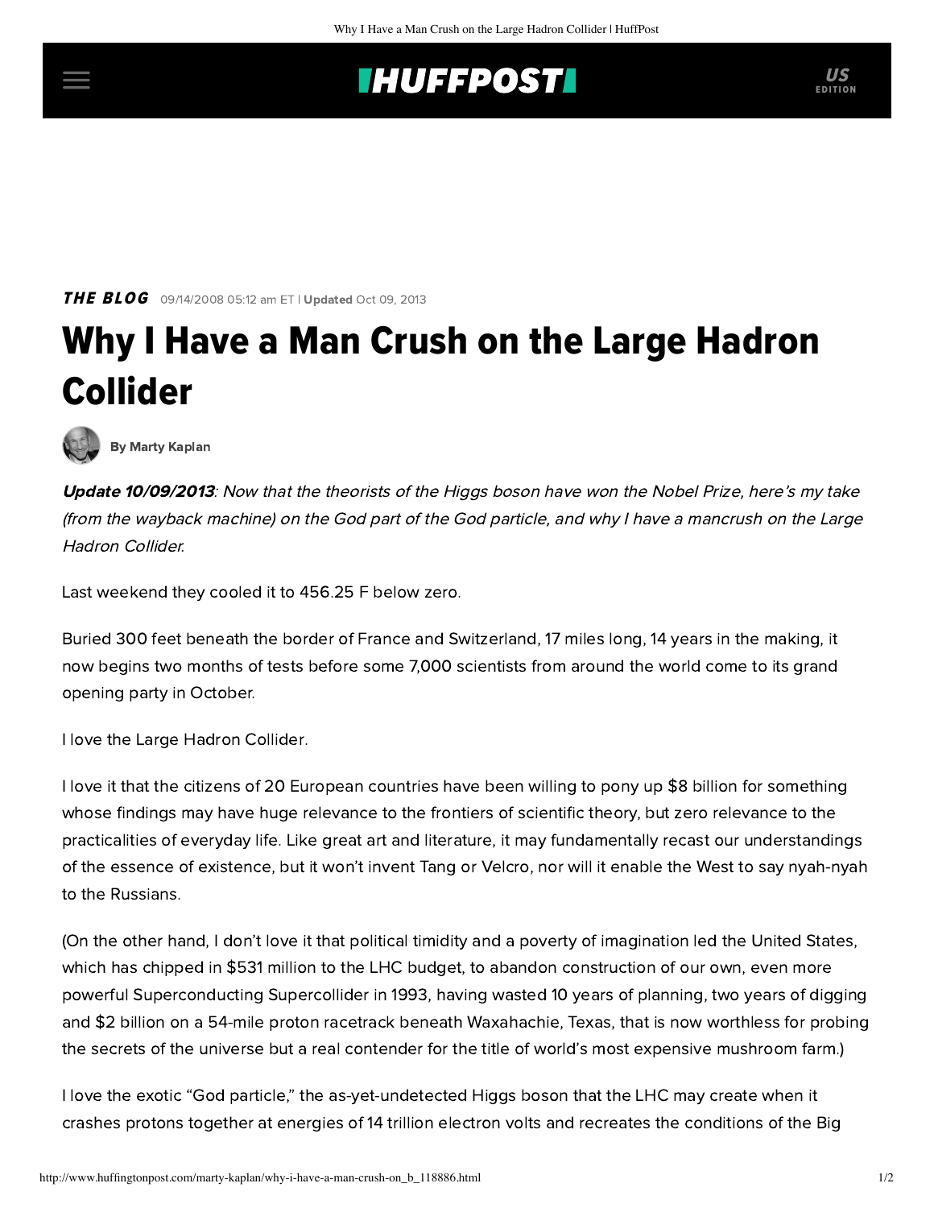**THE BLOG** 09/14/2008 05:12 am ET | **Updated** Oct 09, 2013

# Why I Have a Man Crush on the Large Hadron Collider

By Marty Kaplan

***Update 10/09/2013****: Now that the theorists of the Higgs boson have won the Nobel Prize, here's my take (from the wayback machine) on the God part of the God particle, and why I have a mancrush on the Large Hadron Collider.*

Last weekend they cooled it to 456.25 F below zero.

Buried 300 feet beneath the border of France and Switzerland, 17 miles long, 14 years in the making, it now begins two months of tests before some 7,000 scientists from around the world come to its grand opening party in October.

I love the Large Hadron Collider.

I love it that the citizens of 20 European countries have been willing to pony up $8 billion for something whose findings may have huge relevance to the frontiers of scientific theory, but zero relevance to the practicalities of everyday life. Like great art and literature, it may fundamentally recast our understandings of the essence of existence, but it won't invent Tang or Velcro, nor will it enable the West to say nyah-nyah to the Russians.

(On the other hand, I don't love it that political timidity and a poverty of imagination led the United States, which has chipped in $531 million to the LHC budget, to abandon construction of our own, even more powerful Superconducting Supercollider in 1993, having wasted 10 years of planning, two years of digging and $2 billion on a 54-mile proton racetrack beneath Waxahachie, Texas, that is now worthless for probing the secrets of the universe but a real contender for the title of world's most expensive mushroom farm.)

I love the exotic "God particle," the as-yet-undetected Higgs boson that the LHC may create when it crashes protons together at energies of 14 trillion electron volts and recreates the conditions of the Big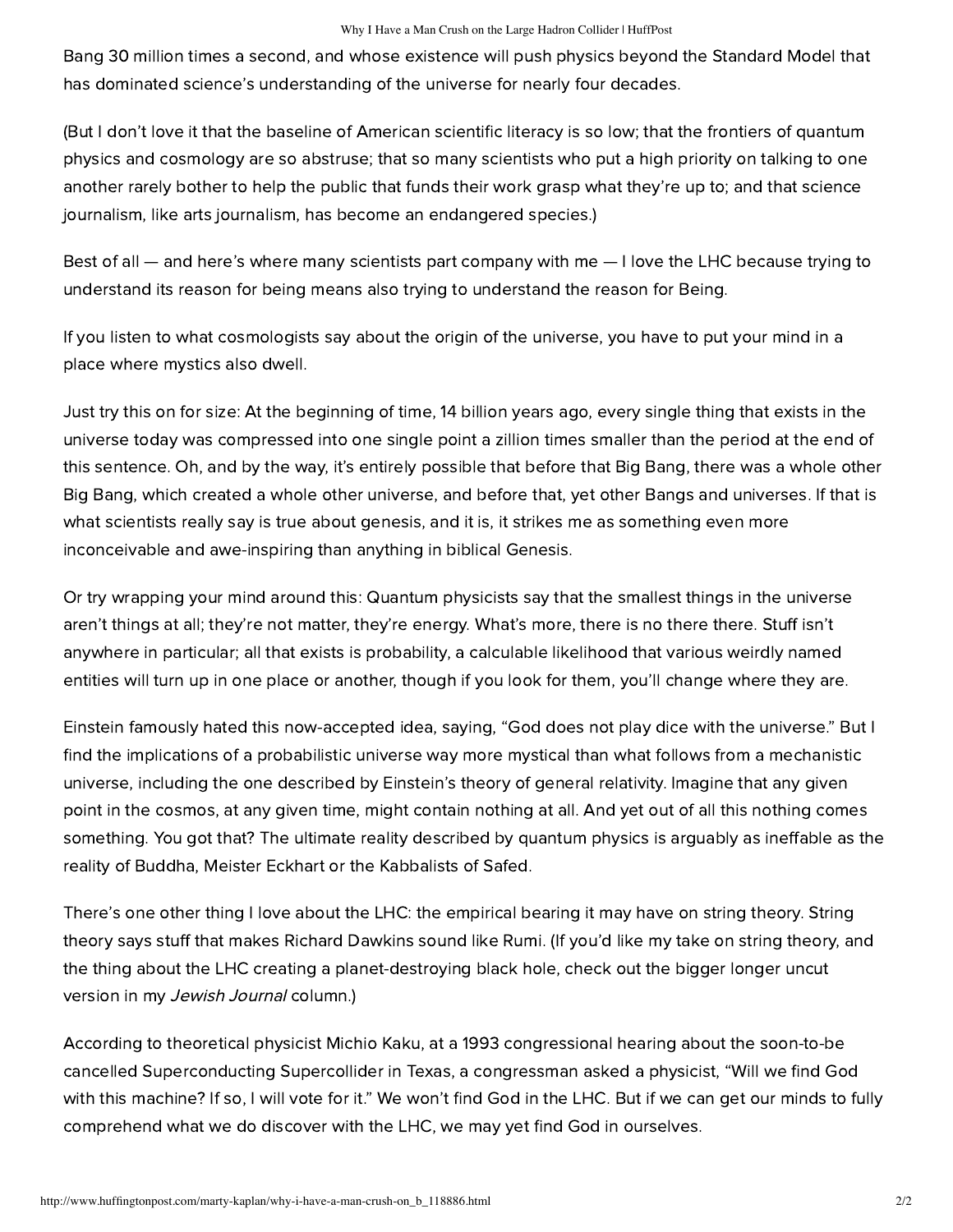Bang 30 million times a second, and whose existence will push physics beyond the Standard Model that has dominated science's understanding of the universe for nearly four decades.

(But I don't love it that the baseline of American scientific literacy is so low; that the frontiers of quantum physics and cosmology are so abstruse; that so many scientists who put a high priority on talking to one another rarely bother to help the public that funds their work grasp what they're up to; and that science journalism, like arts journalism, has become an endangered species.)

Best of all — and here's where many scientists part company with me — I love the LHC because trying to understand its reason for being means also trying to understand the reason for Being.

If you listen to what cosmologists say about the origin of the universe, you have to put your mind in a place where mystics also dwell.

Just try this on for size: At the beginning of time, 14 billion years ago, every single thing that exists in the universe today was compressed into one single point a zillion times smaller than the period at the end of this sentence. Oh, and by the way, it's entirely possible that before that Big Bang, there was a whole other Big Bang, which created a whole other universe, and before that, yet other Bangs and universes. If that is what scientists really say is true about genesis, and it is, it strikes me as something even more inconceivable and awe-inspiring than anything in biblical Genesis.

Or try wrapping your mind around this: Quantum physicists say that the smallest things in the universe aren't things at all; they're not matter, they're energy. What's more, there is no there there. Stuff isn't anywhere in particular; all that exists is probability, a calculable likelihood that various weirdly named entities will turn up in one place or another, though if you look for them, you'll change where they are.

Einstein famously hated this now-accepted idea, saying, "God does not play dice with the universe." But I find the implications of a probabilistic universe way more mystical than what follows from a mechanistic universe, including the one described by Einstein's theory of general relativity. Imagine that any given point in the cosmos, at any given time, might contain nothing at all. And yet out of all this nothing comes something. You got that? The ultimate reality described by quantum physics is arguably as ineffable as the reality of Buddha, Meister Eckhart or the Kabbalists of Safed.

There's one other thing I love about the LHC: the empirical bearing it may have on string theory. String theory says stuff that makes Richard Dawkins sound like Rumi. (If you'd like my take on string theory, and the thing about the LHC creating a planet-destroying black hole, check out the bigger longer uncut version in my *Jewish Journal* column.)

According to theoretical physicist Michio Kaku, at a 1993 congressional hearing about the soon-to-be cancelled Superconducting Supercollider in Texas, a congressman asked a physicist, "Will we find God with this machine? If so, I will vote for it." We won't find God in the LHC. But if we can get our minds to fully comprehend what we do discover with the LHC, we may yet find God in ourselves.